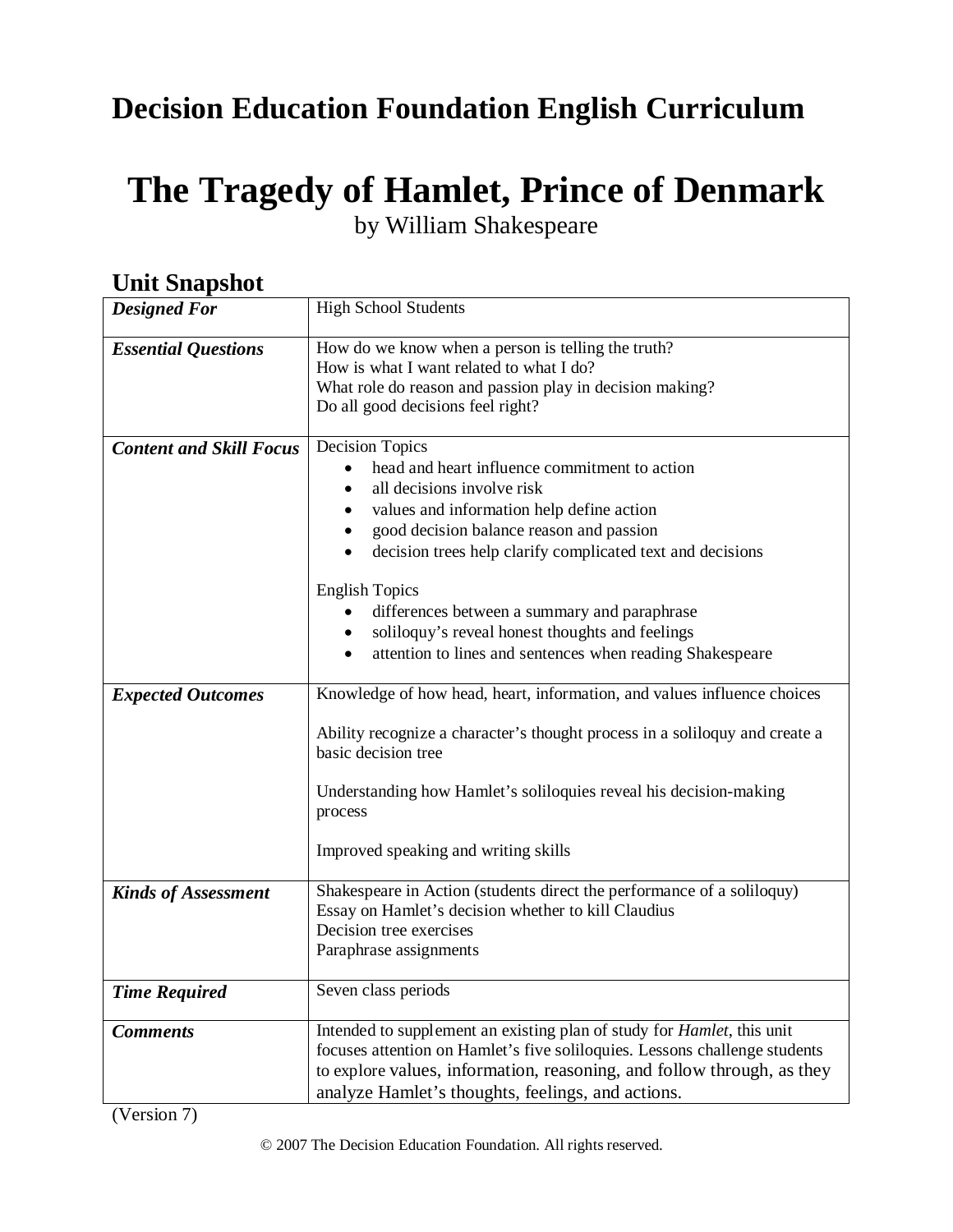# Decision Education Foundation English Curriculum

# The Tragedy of Hamlet, Prince of Denmark

by William Shakespeare

## Unit Snapshot

| | |
|---|---|
| ***Designed For*** | High School Students |
| ***Essential Questions*** | How do we know when a person is telling the truth?<br>How is what I want related to what I do?<br>What role do reason and passion play in decision making?<br>Do all good decisions feel right? |
| ***Content and Skill Focus*** | Decision Topics<br>• head and heart influence commitment to action<br>• all decisions involve risk<br>• values and information help define action<br>• good decision balance reason and passion<br>• decision trees help clarify complicated text and decisions<br><br>English Topics<br>• differences between a summary and paraphrase<br>• soliloquy's reveal honest thoughts and feelings<br>• attention to lines and sentences when reading Shakespeare |
| ***Expected Outcomes*** | Knowledge of how head, heart, information, and values influence choices<br><br>Ability recognize a character's thought process in a soliloquy and create a basic decision tree<br><br>Understanding how Hamlet's soliloquies reveal his decision-making process<br><br>Improved speaking and writing skills |
| ***Kinds of Assessment*** | Shakespeare in Action (students direct the performance of a soliloquy)<br>Essay on Hamlet's decision whether to kill Claudius<br>Decision tree exercises<br>Paraphrase assignments |
| ***Time Required*** | Seven class periods |
| ***Comments*** | Intended to supplement an existing plan of study for *Hamlet*, this unit focuses attention on Hamlet's five soliloquies. Lessons challenge students to explore values, information, reasoning, and follow through, as they analyze Hamlet's thoughts, feelings, and actions. |

(Version 7)

© 2007 The Decision Education Foundation. All rights reserved.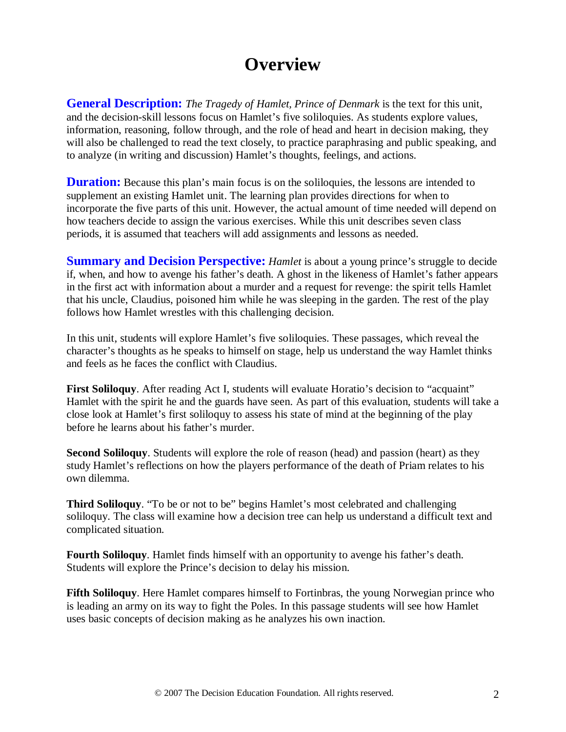# Overview

**General Description:** *The Tragedy of Hamlet, Prince of Denmark* is the text for this unit, and the decision-skill lessons focus on Hamlet's five soliloquies. As students explore values, information, reasoning, follow through, and the role of head and heart in decision making, they will also be challenged to read the text closely, to practice paraphrasing and public speaking, and to analyze (in writing and discussion) Hamlet's thoughts, feelings, and actions.

**Duration:** Because this plan's main focus is on the soliloquies, the lessons are intended to supplement an existing Hamlet unit. The learning plan provides directions for when to incorporate the five parts of this unit. However, the actual amount of time needed will depend on how teachers decide to assign the various exercises. While this unit describes seven class periods, it is assumed that teachers will add assignments and lessons as needed.

**Summary and Decision Perspective:** *Hamlet* is about a young prince's struggle to decide if, when, and how to avenge his father's death. A ghost in the likeness of Hamlet's father appears in the first act with information about a murder and a request for revenge: the spirit tells Hamlet that his uncle, Claudius, poisoned him while he was sleeping in the garden. The rest of the play follows how Hamlet wrestles with this challenging decision.

In this unit, students will explore Hamlet's five soliloquies. These passages, which reveal the character's thoughts as he speaks to himself on stage, help us understand the way Hamlet thinks and feels as he faces the conflict with Claudius.

**First Soliloquy**. After reading Act I, students will evaluate Horatio's decision to "acquaint" Hamlet with the spirit he and the guards have seen. As part of this evaluation, students will take a close look at Hamlet's first soliloquy to assess his state of mind at the beginning of the play before he learns about his father's murder.

**Second Soliloquy**. Students will explore the role of reason (head) and passion (heart) as they study Hamlet's reflections on how the players performance of the death of Priam relates to his own dilemma.

**Third Soliloquy**. "To be or not to be" begins Hamlet's most celebrated and challenging soliloquy. The class will examine how a decision tree can help us understand a difficult text and complicated situation.

**Fourth Soliloquy**. Hamlet finds himself with an opportunity to avenge his father's death. Students will explore the Prince's decision to delay his mission.

**Fifth Soliloquy**. Here Hamlet compares himself to Fortinbras, the young Norwegian prince who is leading an army on its way to fight the Poles. In this passage students will see how Hamlet uses basic concepts of decision making as he analyzes his own inaction.

© 2007 The Decision Education Foundation. All rights reserved.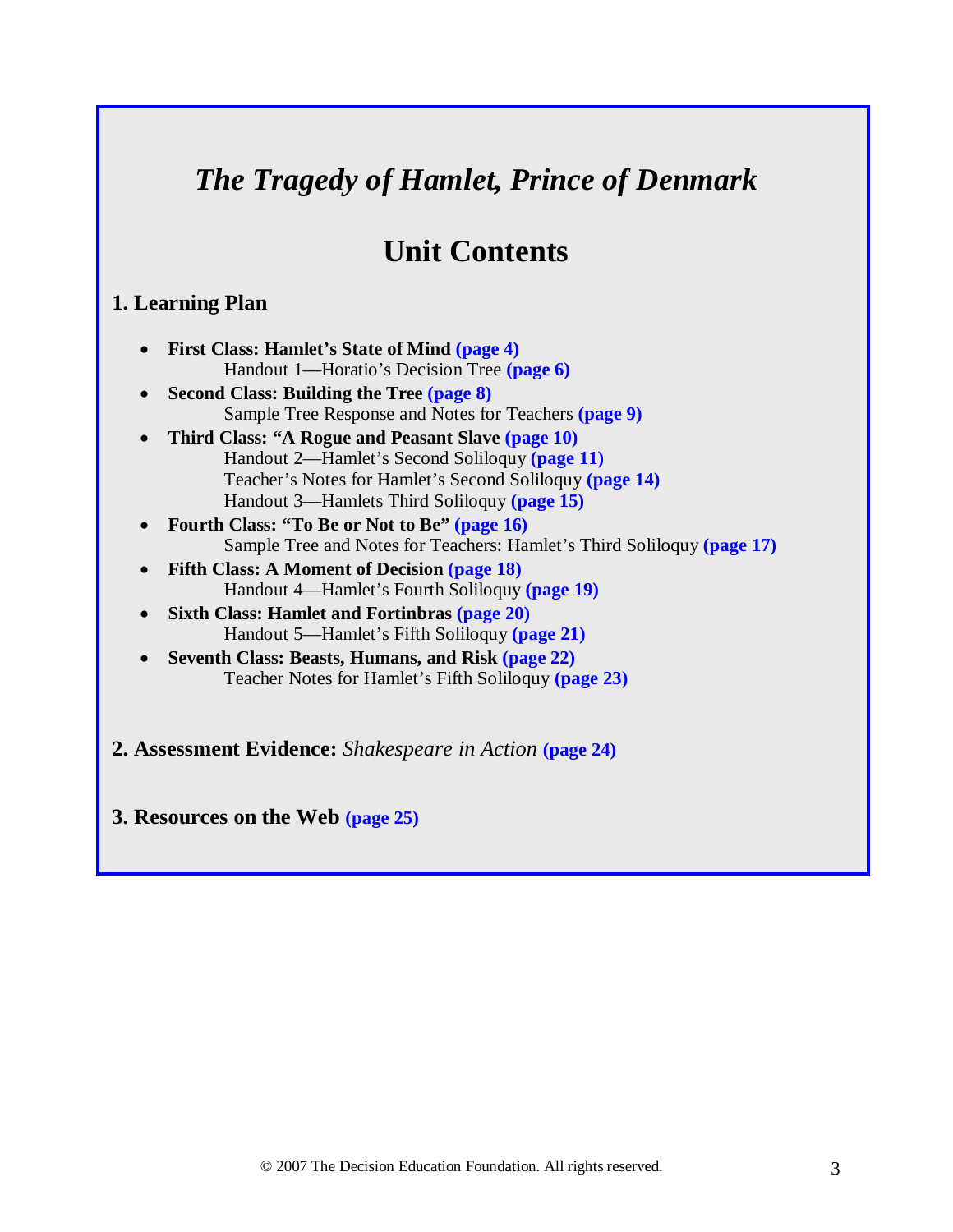# *The Tragedy of Hamlet, Prince of Denmark*

## Unit Contents

### 1. Learning Plan

- **First Class: Hamlet's State of Mind (page 4)**
  Handout 1—Horatio's Decision Tree **(page 6)**
- **Second Class: Building the Tree (page 8)**
  Sample Tree Response and Notes for Teachers **(page 9)**
- **Third Class: "A Rogue and Peasant Slave (page 10)**
  Handout 2—Hamlet's Second Soliloquy **(page 11)**
  Teacher's Notes for Hamlet's Second Soliloquy **(page 14)**
  Handout 3—Hamlets Third Soliloquy **(page 15)**
- **Fourth Class: "To Be or Not to Be" (page 16)**
  Sample Tree and Notes for Teachers: Hamlet's Third Soliloquy **(page 17)**
- **Fifth Class: A Moment of Decision (page 18)**
  Handout 4—Hamlet's Fourth Soliloquy **(page 19)**
- **Sixth Class: Hamlet and Fortinbras (page 20)**
  Handout 5—Hamlet's Fifth Soliloquy **(page 21)**
- **Seventh Class: Beasts, Humans, and Risk (page 22)**
  Teacher Notes for Hamlet's Fifth Soliloquy **(page 23)**

### 2. Assessment Evidence: *Shakespeare in Action* (page 24)

### 3. Resources on the Web (page 25)

© 2007 The Decision Education Foundation. All rights reserved.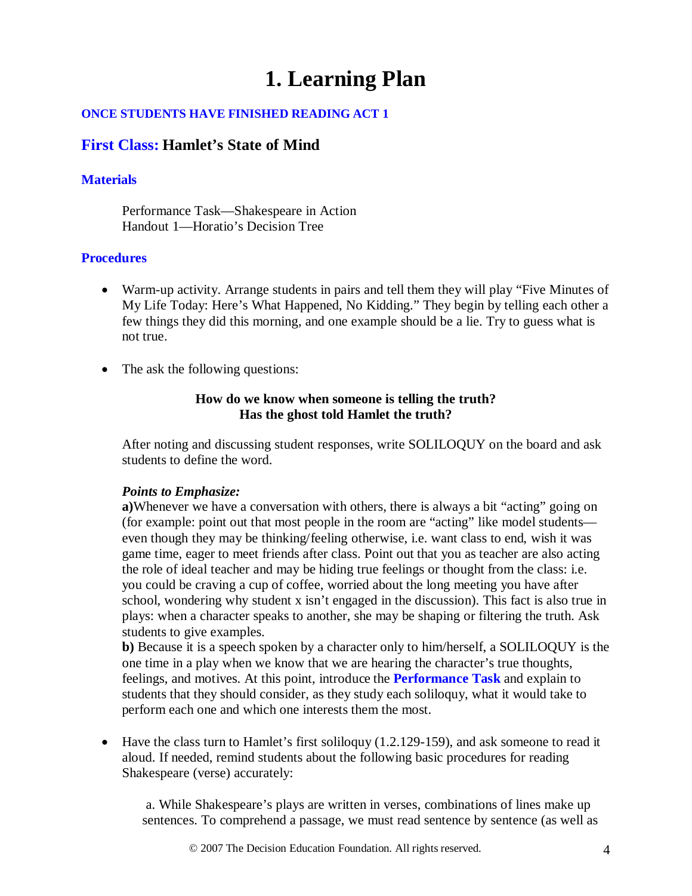# 1. Learning Plan

**ONCE STUDENTS HAVE FINISHED READING ACT 1**

## First Class: Hamlet's State of Mind

### Materials

Performance Task—Shakespeare in Action
Handout 1—Horatio's Decision Tree

### Procedures

- Warm-up activity. Arrange students in pairs and tell them they will play "Five Minutes of My Life Today: Here's What Happened, No Kidding." They begin by telling each other a few things they did this morning, and one example should be a lie. Try to guess what is not true.

- The ask the following questions:

  **How do we know when someone is telling the truth?**
  **Has the ghost told Hamlet the truth?**

  After noting and discussing student responses, write SOLILOQUY on the board and ask students to define the word.

  ***Points to Emphasize:***
  **a)**Whenever we have a conversation with others, there is always a bit "acting" going on (for example: point out that most people in the room are "acting" like model students—even though they may be thinking/feeling otherwise, i.e. want class to end, wish it was game time, eager to meet friends after class. Point out that you as teacher are also acting the role of ideal teacher and may be hiding true feelings or thought from the class: i.e. you could be craving a cup of coffee, worried about the long meeting you have after school, wondering why student x isn't engaged in the discussion). This fact is also true in plays: when a character speaks to another, she may be shaping or filtering the truth. Ask students to give examples.
  **b)** Because it is a speech spoken by a character only to him/herself, a SOLILOQUY is the one time in a play when we know that we are hearing the character's true thoughts, feelings, and motives. At this point, introduce the **Performance Task** and explain to students that they should consider, as they study each soliloquy, what it would take to perform each one and which one interests them the most.

- Have the class turn to Hamlet's first soliloquy (1.2.129-159), and ask someone to read it aloud. If needed, remind students about the following basic procedures for reading Shakespeare (verse) accurately:

  a. While Shakespeare's plays are written in verses, combinations of lines make up sentences. To comprehend a passage, we must read sentence by sentence (as well as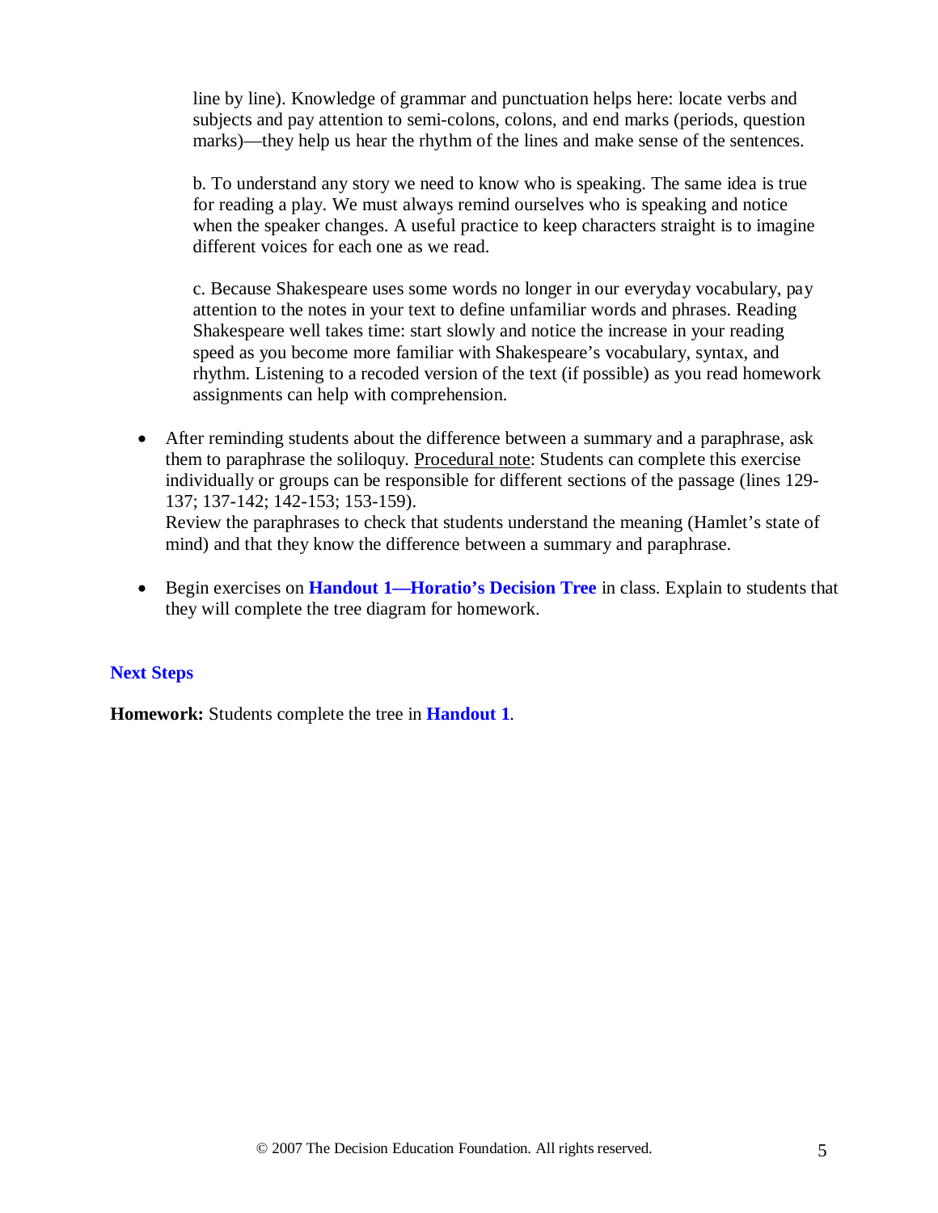line by line). Knowledge of grammar and punctuation helps here: locate verbs and subjects and pay attention to semi-colons, colons, and end marks (periods, question marks)—they help us hear the rhythm of the lines and make sense of the sentences.

b. To understand any story we need to know who is speaking. The same idea is true for reading a play. We must always remind ourselves who is speaking and notice when the speaker changes. A useful practice to keep characters straight is to imagine different voices for each one as we read.

c. Because Shakespeare uses some words no longer in our everyday vocabulary, pay attention to the notes in your text to define unfamiliar words and phrases. Reading Shakespeare well takes time: start slowly and notice the increase in your reading speed as you become more familiar with Shakespeare's vocabulary, syntax, and rhythm. Listening to a recoded version of the text (if possible) as you read homework assignments can help with comprehension.

- After reminding students about the difference between a summary and a paraphrase, ask them to paraphrase the soliloquy. Procedural note: Students can complete this exercise individually or groups can be responsible for different sections of the passage (lines 129-137; 137-142; 142-153; 153-159).
  Review the paraphrases to check that students understand the meaning (Hamlet's state of mind) and that they know the difference between a summary and paraphrase.

- Begin exercises on **Handout 1—Horatio's Decision Tree** in class. Explain to students that they will complete the tree diagram for homework.

## Next Steps

**Homework:** Students complete the tree in **Handout 1**.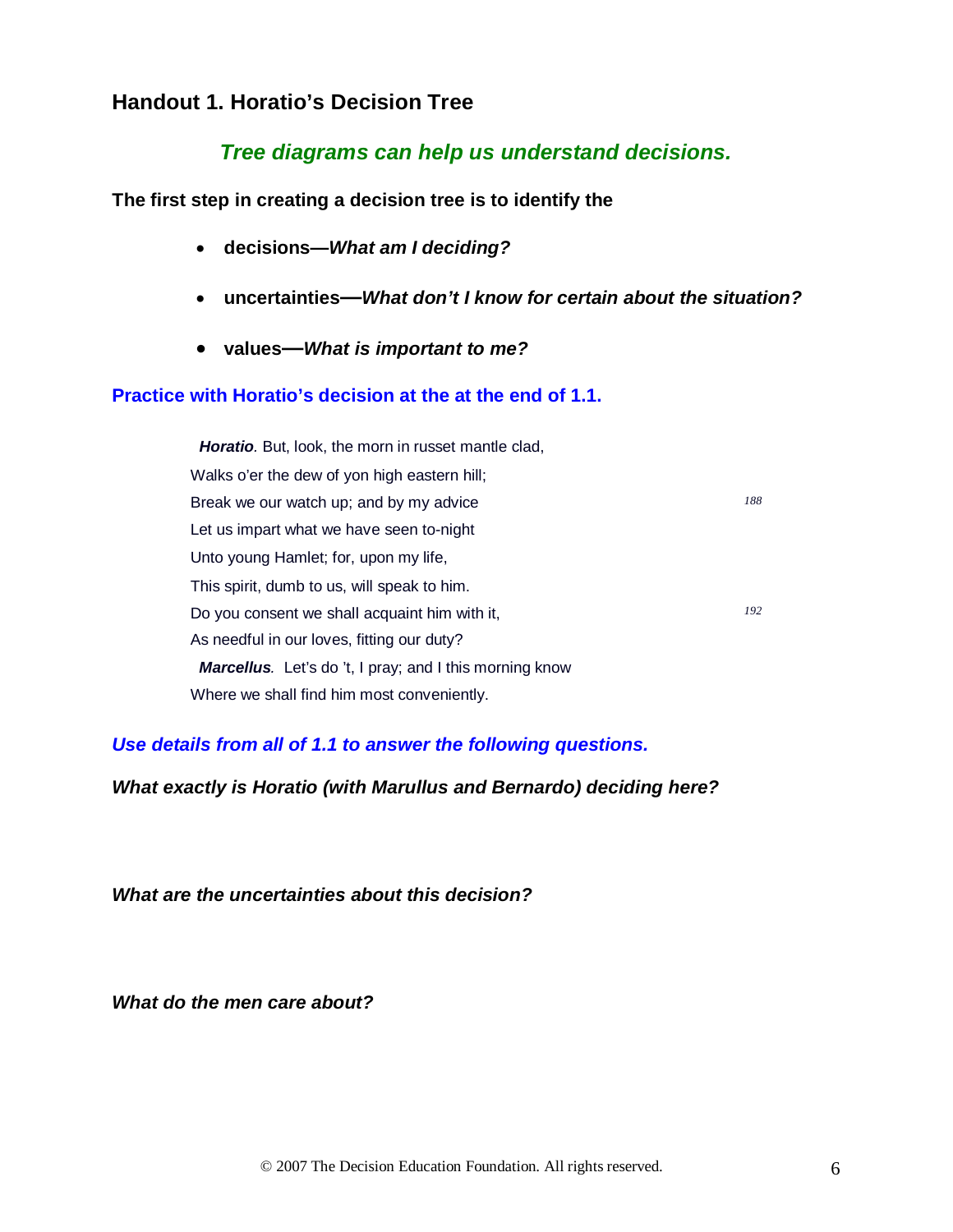## Handout 1. Horatio's Decision Tree

### *Tree diagrams can help us understand decisions.*

**The first step in creating a decision tree is to identify the**

- **decisions—*What am I deciding?***
- **uncertainties—*What don't I know for certain about the situation?***
- **values—*What is important to me?***

**Practice with Horatio's decision at the at the end of 1.1.**

***Horatio.*** But, look, the morn in russet mantle clad,
Walks o'er the dew of yon high eastern hill;
Break we our watch up; and by my advice *188*
Let us impart what we have seen to-night
Unto young Hamlet; for, upon my life,
This spirit, dumb to us, will speak to him.
Do you consent we shall acquaint him with it, *192*
As needful in our loves, fitting our duty?
***Marcellus.*** Let's do 't, I pray; and I this morning know
Where we shall find him most conveniently.

***Use details from all of 1.1 to answer the following questions.***

***What exactly is Horatio (with Marullus and Bernardo) deciding here?***

***What are the uncertainties about this decision?***

***What do the men care about?***

© 2007 The Decision Education Foundation. All rights reserved.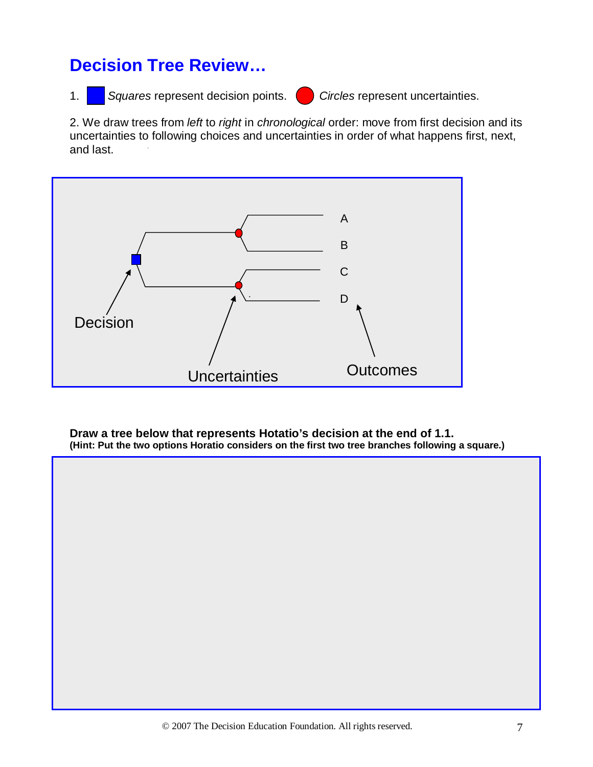## Decision Tree Review…

1. *Squares* represent decision points. *Circles* represent uncertainties.

2. We draw trees from *left* to *right* in *chronological* order: move from first decision and its uncertainties to following choices and uncertainties in order of what happens first, next, and last.

A

B

C

D

Decision

Uncertainties

Outcomes

**Draw a tree below that represents Hotatio's decision at the end of 1.1.**
**(Hint: Put the two options Horatio considers on the first two tree branches following a square.)**

© 2007 The Decision Education Foundation. All rights reserved.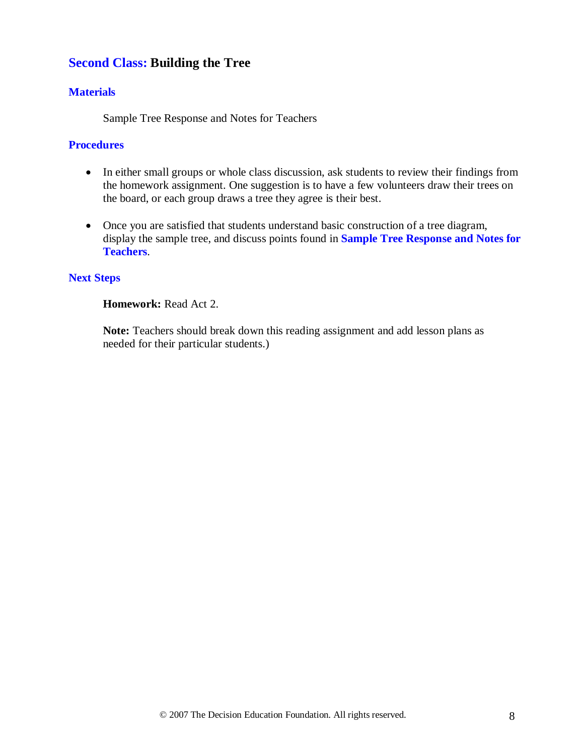## **Second Class:** Building the Tree

### Materials

Sample Tree Response and Notes for Teachers

### Procedures

- In either small groups or whole class discussion, ask students to review their findings from the homework assignment. One suggestion is to have a few volunteers draw their trees on the board, or each group draws a tree they agree is their best.

- Once you are satisfied that students understand basic construction of a tree diagram, display the sample tree, and discuss points found in **Sample Tree Response and Notes for Teachers**.

### Next Steps

**Homework:** Read Act 2.

**Note:** Teachers should break down this reading assignment and add lesson plans as needed for their particular students.)

© 2007 The Decision Education Foundation. All rights reserved.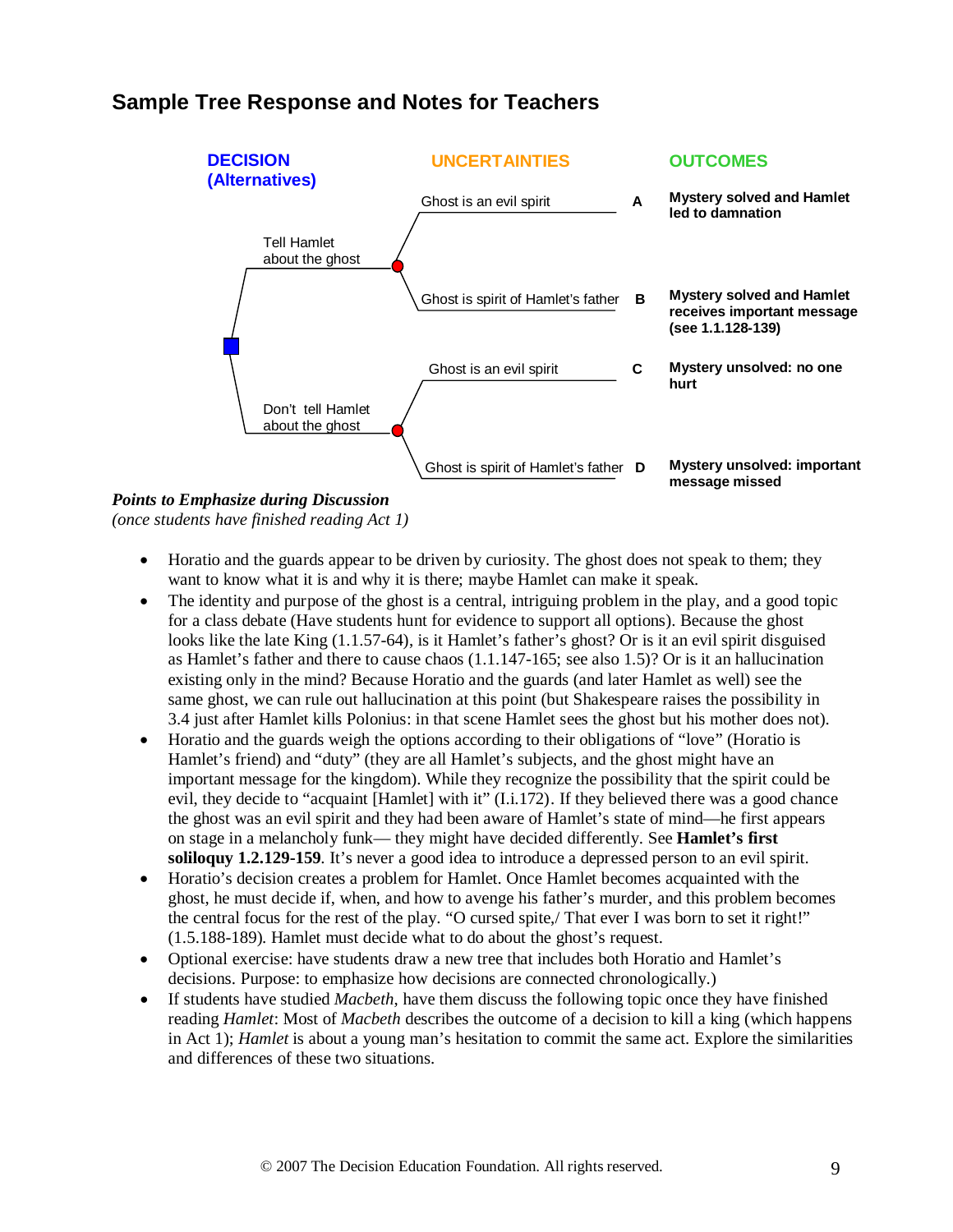## Sample Tree Response and Notes for Teachers

| DECISION (Alternatives) | UNCERTAINTIES | | OUTCOMES |
|---|---|---|---|
| Tell Hamlet about the ghost | Ghost is an evil spirit | A | Mystery solved and Hamlet led to damnation |
| | Ghost is spirit of Hamlet's father | B | Mystery solved and Hamlet receives important message (see 1.1.128-139) |
| Don't tell Hamlet about the ghost | Ghost is an evil spirit | C | Mystery unsolved: no one hurt |
| | Ghost is spirit of Hamlet's father | D | Mystery unsolved: important message missed |

***Points to Emphasize during Discussion***
*(once students have finished reading Act 1)*

- Horatio and the guards appear to be driven by curiosity. The ghost does not speak to them; they want to know what it is and why it is there; maybe Hamlet can make it speak.
- The identity and purpose of the ghost is a central, intriguing problem in the play, and a good topic for a class debate (Have students hunt for evidence to support all options). Because the ghost looks like the late King (1.1.57-64), is it Hamlet's father's ghost? Or is it an evil spirit disguised as Hamlet's father and there to cause chaos (1.1.147-165; see also 1.5)? Or is it an hallucination existing only in the mind? Because Horatio and the guards (and later Hamlet as well) see the same ghost, we can rule out hallucination at this point (but Shakespeare raises the possibility in 3.4 just after Hamlet kills Polonius: in that scene Hamlet sees the ghost but his mother does not).
- Horatio and the guards weigh the options according to their obligations of "love" (Horatio is Hamlet's friend) and "duty" (they are all Hamlet's subjects, and the ghost might have an important message for the kingdom). While they recognize the possibility that the spirit could be evil, they decide to "acquaint [Hamlet] with it" (I.i.172). If they believed there was a good chance the ghost was an evil spirit and they had been aware of Hamlet's state of mind—he first appears on stage in a melancholy funk— they might have decided differently. See **Hamlet's first soliloquy 1.2.129-159**. It's never a good idea to introduce a depressed person to an evil spirit.
- Horatio's decision creates a problem for Hamlet. Once Hamlet becomes acquainted with the ghost, he must decide if, when, and how to avenge his father's murder, and this problem becomes the central focus for the rest of the play. "O cursed spite,/ That ever I was born to set it right!" (1.5.188-189). Hamlet must decide what to do about the ghost's request.
- Optional exercise: have students draw a new tree that includes both Horatio and Hamlet's decisions. Purpose: to emphasize how decisions are connected chronologically.)
- If students have studied *Macbeth*, have them discuss the following topic once they have finished reading *Hamlet*: Most of *Macbeth* describes the outcome of a decision to kill a king (which happens in Act 1); *Hamlet* is about a young man's hesitation to commit the same act. Explore the similarities and differences of these two situations.

© 2007 The Decision Education Foundation. All rights reserved.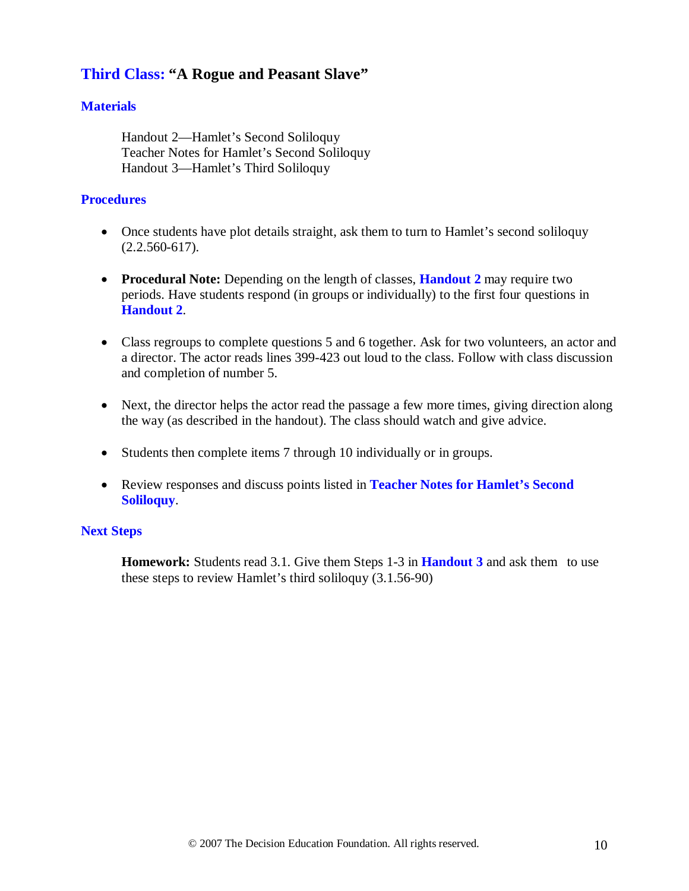## Third Class: "A Rogue and Peasant Slave"

### Materials

Handout 2—Hamlet's Second Soliloquy
Teacher Notes for Hamlet's Second Soliloquy
Handout 3—Hamlet's Third Soliloquy

### Procedures

- Once students have plot details straight, ask them to turn to Hamlet's second soliloquy (2.2.560-617).
- **Procedural Note:** Depending on the length of classes, **Handout 2** may require two periods. Have students respond (in groups or individually) to the first four questions in **Handout 2**.
- Class regroups to complete questions 5 and 6 together. Ask for two volunteers, an actor and a director. The actor reads lines 399-423 out loud to the class. Follow with class discussion and completion of number 5.
- Next, the director helps the actor read the passage a few more times, giving direction along the way (as described in the handout). The class should watch and give advice.
- Students then complete items 7 through 10 individually or in groups.
- Review responses and discuss points listed in **Teacher Notes for Hamlet's Second Soliloquy**.

### Next Steps

**Homework:** Students read 3.1. Give them Steps 1-3 in **Handout 3** and ask them to use these steps to review Hamlet's third soliloquy (3.1.56-90)

© 2007 The Decision Education Foundation. All rights reserved.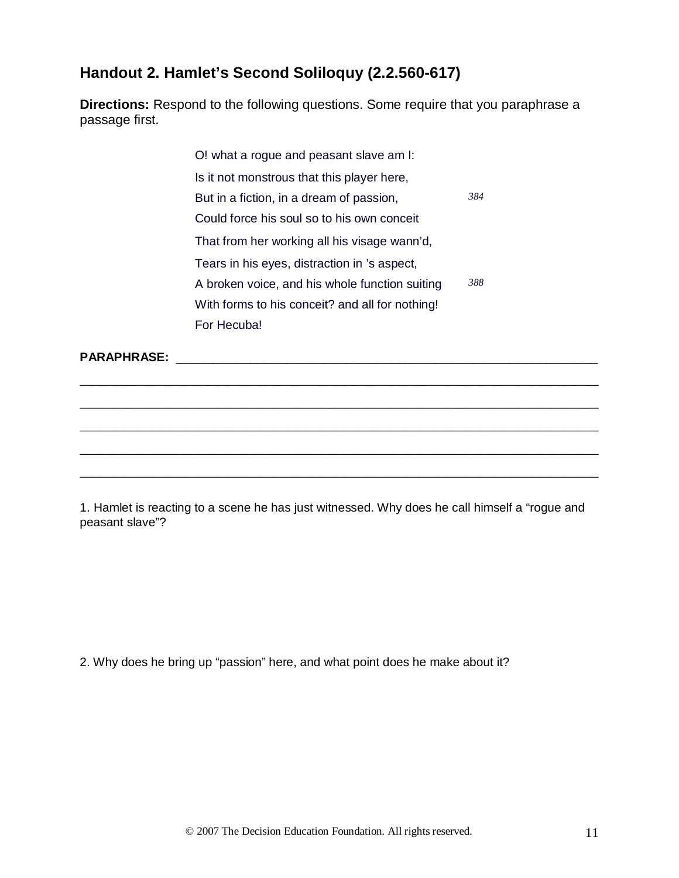## Handout 2. Hamlet's Second Soliloquy (2.2.560-617)

**Directions:** Respond to the following questions. Some require that you paraphrase a passage first.

> O! what a rogue and peasant slave am I:
> Is it not monstrous that this player here,
> But in a fiction, in a dream of passion, *384*
> Could force his soul so to his own conceit
> That from her working all his visage wann'd,
> Tears in his eyes, distraction in 's aspect,
> A broken voice, and his whole function suiting *388*
> With forms to his conceit? and all for nothing!
> For Hecuba!

**PARAPHRASE:** ____________________________________________________________

______________________________________________________________________________

______________________________________________________________________________

______________________________________________________________________________

______________________________________________________________________________

______________________________________________________________________________

1. Hamlet is reacting to a scene he has just witnessed. Why does he call himself a "rogue and peasant slave"?

2. Why does he bring up "passion" here, and what point does he make about it?

© 2007 The Decision Education Foundation. All rights reserved.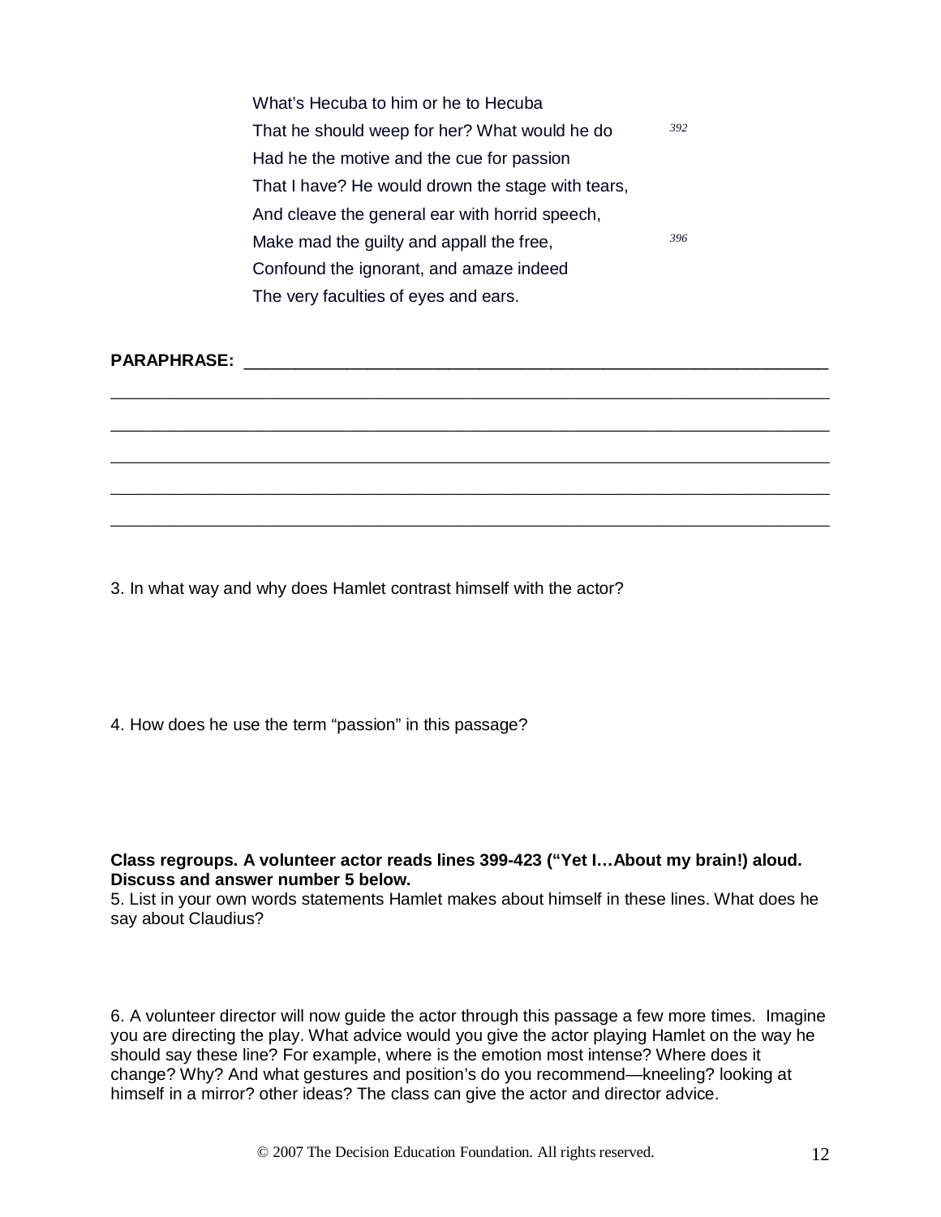What's Hecuba to him or he to Hecuba  
That he should weep for her? What would he do *392*  
Had he the motive and the cue for passion  
That I have? He would drown the stage with tears,  
And cleave the general ear with horrid speech,  
Make mad the guilty and appall the free, *396*  
Confound the ignorant, and amaze indeed  
The very faculties of eyes and ears.

**PARAPHRASE:** ____________________________________________________________

______________________________________________________________________

______________________________________________________________________

______________________________________________________________________

______________________________________________________________________

______________________________________________________________________

3. In what way and why does Hamlet contrast himself with the actor?

4. How does he use the term "passion" in this passage?

**Class regroups. A volunteer actor reads lines 399-423 ("Yet I…About my brain!) aloud. Discuss and answer number 5 below.**

5. List in your own words statements Hamlet makes about himself in these lines. What does he say about Claudius?

6. A volunteer director will now guide the actor through this passage a few more times. Imagine you are directing the play. What advice would you give the actor playing Hamlet on the way he should say these line? For example, where is the emotion most intense? Where does it change? Why? And what gestures and position's do you recommend—kneeling? looking at himself in a mirror? other ideas? The class can give the actor and director advice.

© 2007 The Decision Education Foundation. All rights reserved.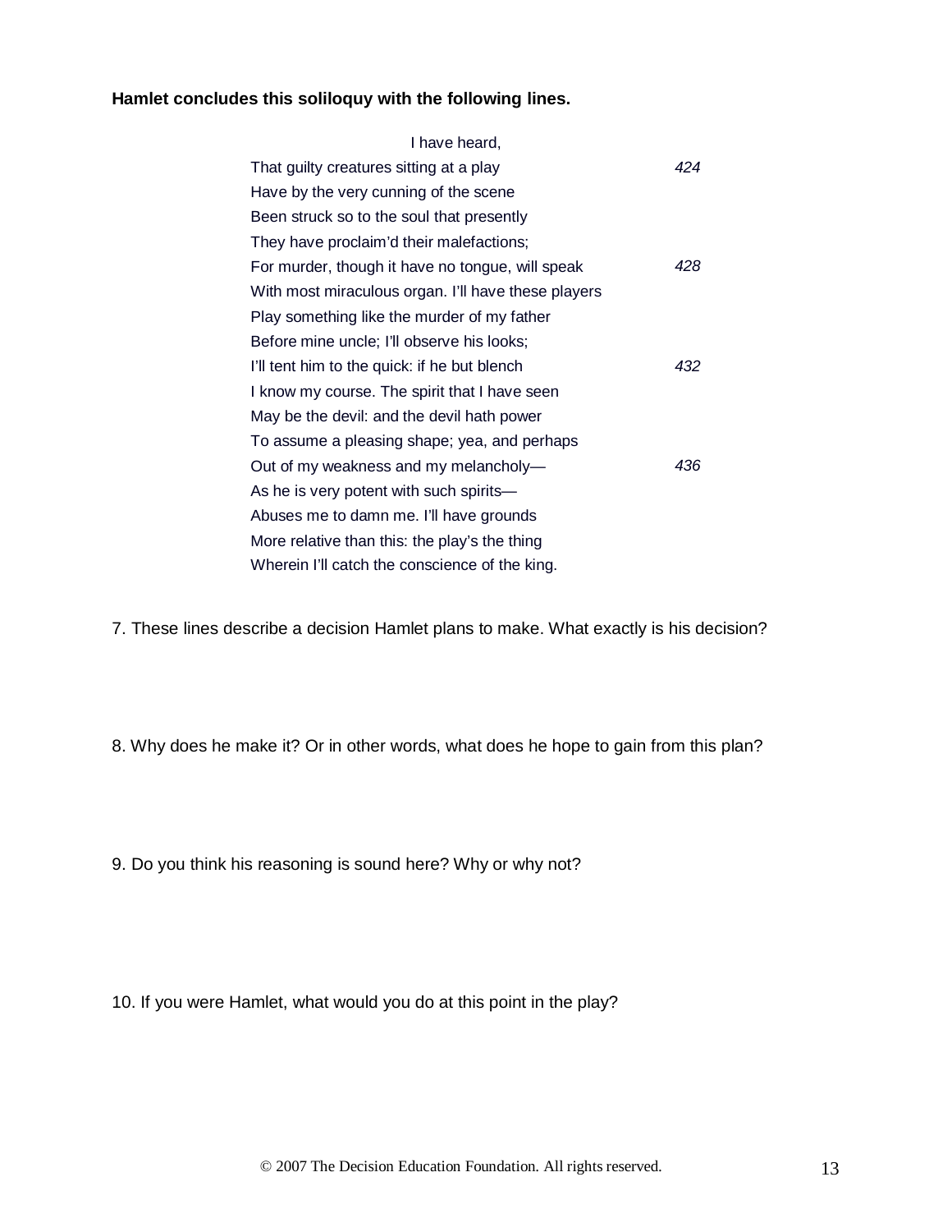**Hamlet concludes this soliloquy with the following lines.**

```
                    I have heard,
That guilty creatures sitting at a play              424
Have by the very cunning of the scene
Been struck so to the soul that presently
They have proclaim'd their malefactions;
For murder, though it have no tongue, will speak     428
With most miraculous organ. I'll have these players
Play something like the murder of my father
Before mine uncle; I'll observe his looks;
I'll tent him to the quick: if he but blench         432
I know my course. The spirit that I have seen
May be the devil: and the devil hath power
To assume a pleasing shape; yea, and perhaps
Out of my weakness and my melancholy—                436
As he is very potent with such spirits—
Abuses me to damn me. I'll have grounds
More relative than this: the play's the thing
Wherein I'll catch the conscience of the king.
```

7. These lines describe a decision Hamlet plans to make. What exactly is his decision?

8. Why does he make it? Or in other words, what does he hope to gain from this plan?

9. Do you think his reasoning is sound here? Why or why not?

10. If you were Hamlet, what would you do at this point in the play?

© 2007 The Decision Education Foundation. All rights reserved.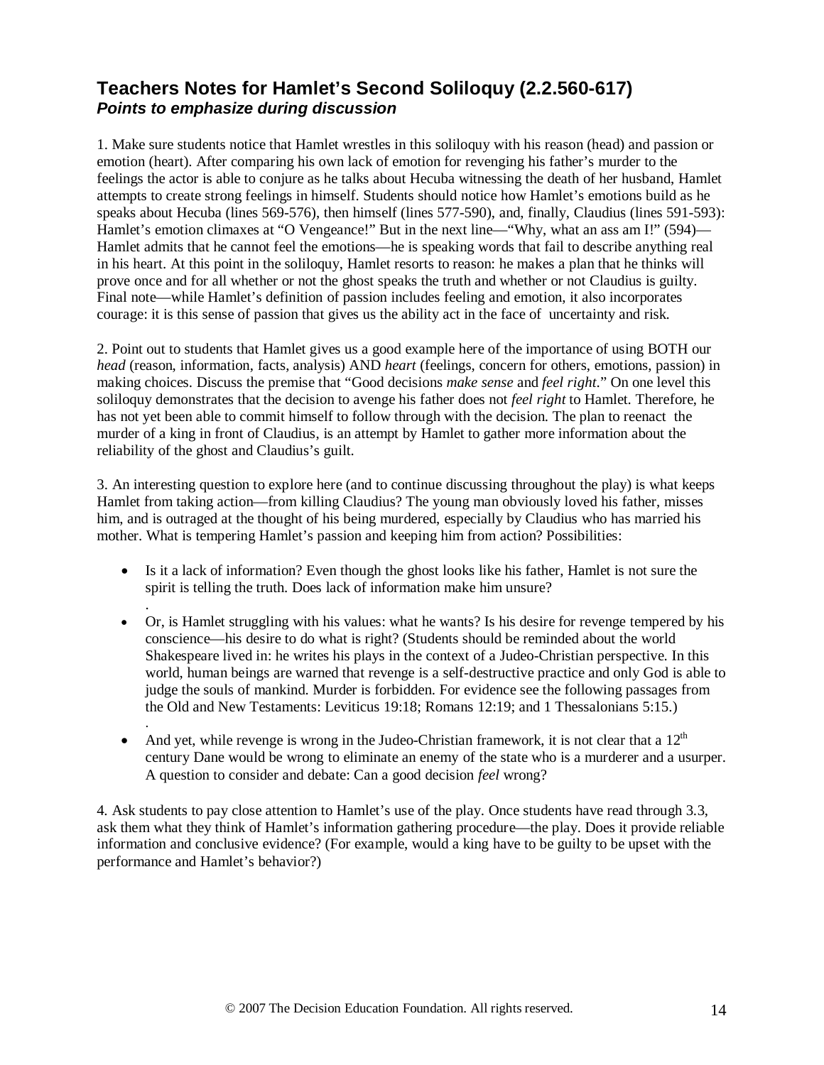## Teachers Notes for Hamlet's Second Soliloquy (2.2.560-617)

***Points to emphasize during discussion***

1. Make sure students notice that Hamlet wrestles in this soliloquy with his reason (head) and passion or emotion (heart). After comparing his own lack of emotion for revenging his father's murder to the feelings the actor is able to conjure as he talks about Hecuba witnessing the death of her husband, Hamlet attempts to create strong feelings in himself. Students should notice how Hamlet's emotions build as he speaks about Hecuba (lines 569-576), then himself (lines 577-590), and, finally, Claudius (lines 591-593): Hamlet's emotion climaxes at "O Vengeance!" But in the next line—"Why, what an ass am I!" (594)—Hamlet admits that he cannot feel the emotions—he is speaking words that fail to describe anything real in his heart. At this point in the soliloquy, Hamlet resorts to reason: he makes a plan that he thinks will prove once and for all whether or not the ghost speaks the truth and whether or not Claudius is guilty. Final note—while Hamlet's definition of passion includes feeling and emotion, it also incorporates courage: it is this sense of passion that gives us the ability act in the face of uncertainty and risk.

2. Point out to students that Hamlet gives us a good example here of the importance of using BOTH our *head* (reason, information, facts, analysis) AND *heart* (feelings, concern for others, emotions, passion) in making choices. Discuss the premise that "Good decisions *make sense* and *feel right*." On one level this soliloquy demonstrates that the decision to avenge his father does not *feel right* to Hamlet. Therefore, he has not yet been able to commit himself to follow through with the decision. The plan to reenact the murder of a king in front of Claudius, is an attempt by Hamlet to gather more information about the reliability of the ghost and Claudius's guilt.

3. An interesting question to explore here (and to continue discussing throughout the play) is what keeps Hamlet from taking action—from killing Claudius? The young man obviously loved his father, misses him, and is outraged at the thought of his being murdered, especially by Claudius who has married his mother. What is tempering Hamlet's passion and keeping him from action? Possibilities:

- Is it a lack of information? Even though the ghost looks like his father, Hamlet is not sure the spirit is telling the truth. Does lack of information make him unsure?
- Or, is Hamlet struggling with his values: what he wants? Is his desire for revenge tempered by his conscience—his desire to do what is right? (Students should be reminded about the world Shakespeare lived in: he writes his plays in the context of a Judeo-Christian perspective. In this world, human beings are warned that revenge is a self-destructive practice and only God is able to judge the souls of mankind. Murder is forbidden. For evidence see the following passages from the Old and New Testaments: Leviticus 19:18; Romans 12:19; and 1 Thessalonians 5:15.)
- And yet, while revenge is wrong in the Judeo-Christian framework, it is not clear that a 12th century Dane would be wrong to eliminate an enemy of the state who is a murderer and a usurper. A question to consider and debate: Can a good decision *feel* wrong?

4. Ask students to pay close attention to Hamlet's use of the play. Once students have read through 3.3, ask them what they think of Hamlet's information gathering procedure—the play. Does it provide reliable information and conclusive evidence? (For example, would a king have to be guilty to be upset with the performance and Hamlet's behavior?)

© 2007 The Decision Education Foundation. All rights reserved.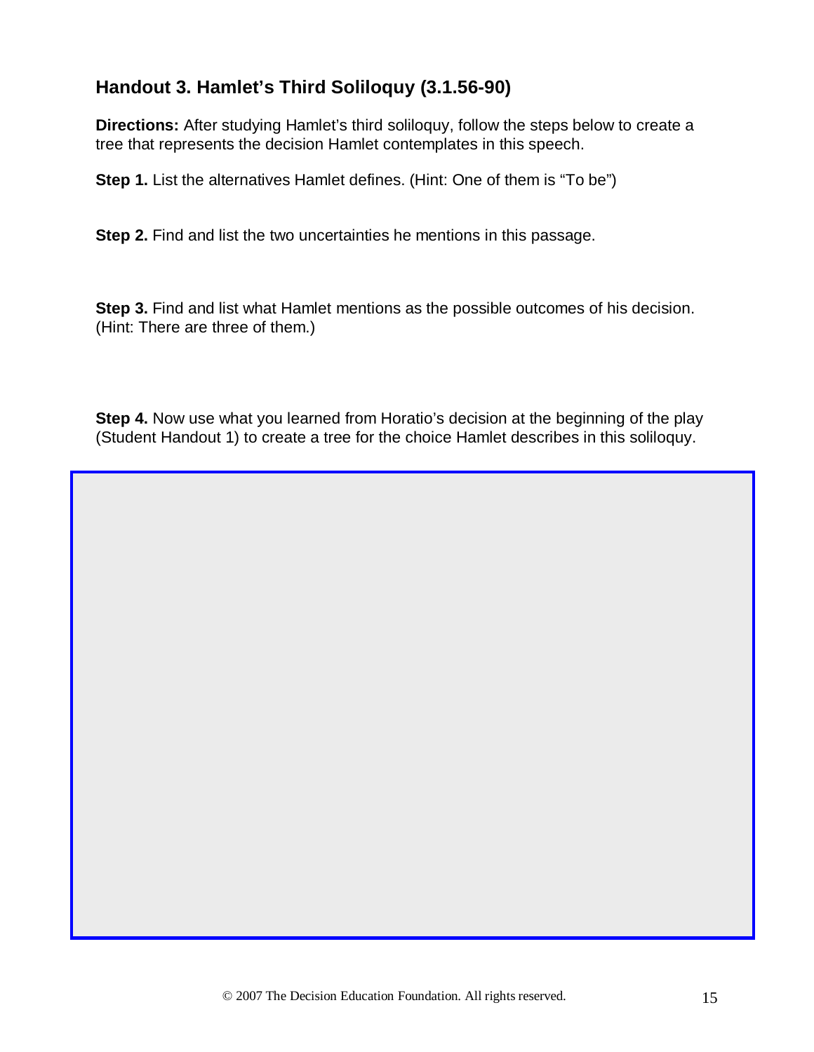## Handout 3. Hamlet's Third Soliloquy (3.1.56-90)

**Directions:** After studying Hamlet's third soliloquy, follow the steps below to create a tree that represents the decision Hamlet contemplates in this speech.

**Step 1.** List the alternatives Hamlet defines. (Hint: One of them is "To be")

**Step 2.** Find and list the two uncertainties he mentions in this passage.

**Step 3.** Find and list what Hamlet mentions as the possible outcomes of his decision. (Hint: There are three of them.)

**Step 4.** Now use what you learned from Horatio's decision at the beginning of the play (Student Handout 1) to create a tree for the choice Hamlet describes in this soliloquy.

© 2007 The Decision Education Foundation. All rights reserved.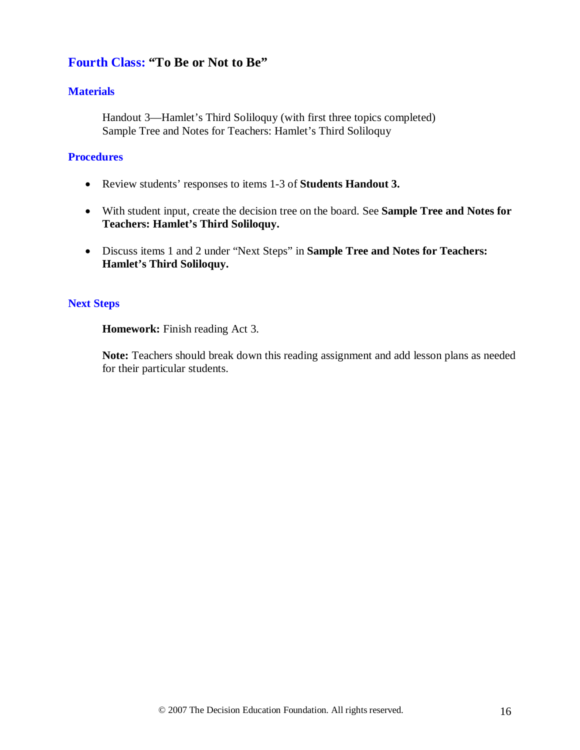## Fourth Class: "To Be or Not to Be"

### Materials

Handout 3—Hamlet's Third Soliloquy (with first three topics completed)
Sample Tree and Notes for Teachers: Hamlet's Third Soliloquy

### Procedures

- Review students' responses to items 1-3 of **Students Handout 3.**
- With student input, create the decision tree on the board. See **Sample Tree and Notes for Teachers: Hamlet's Third Soliloquy.**
- Discuss items 1 and 2 under "Next Steps" in **Sample Tree and Notes for Teachers: Hamlet's Third Soliloquy.**

### Next Steps

**Homework:** Finish reading Act 3.

**Note:** Teachers should break down this reading assignment and add lesson plans as needed for their particular students.

© 2007 The Decision Education Foundation. All rights reserved.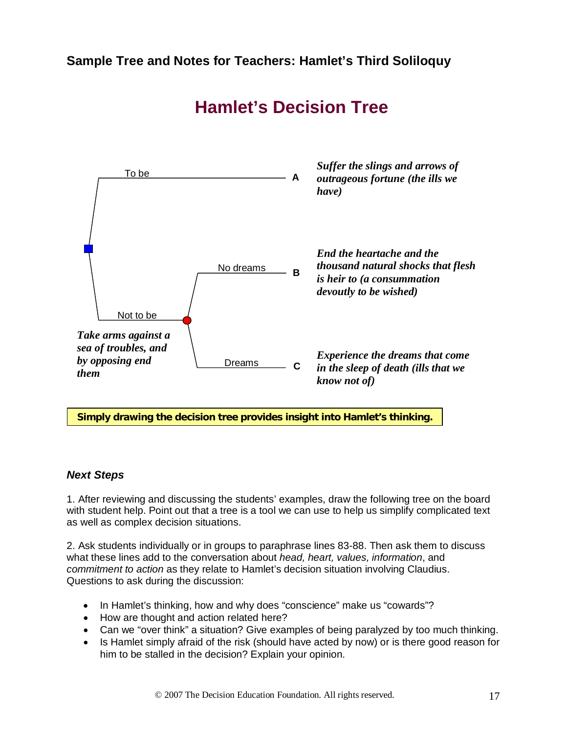## Sample Tree and Notes for Teachers: Hamlet's Third Soliloquy

# Hamlet's Decision Tree

To be — **A** — ***Suffer the slings and arrows of outrageous fortune (the ills we have)***

Not to be — ***Take arms against a sea of troubles, and by opposing end them***

- No dreams — **B** — ***End the heartache and the thousand natural shocks that flesh is heir to (a consummation devoutly to be wished)***
- Dreams — **C** — ***Experience the dreams that come in the sleep of death (ills that we know not of)***

**Simply drawing the decision tree provides insight into Hamlet's thinking.**

### *Next Steps*

1. After reviewing and discussing the students' examples, draw the following tree on the board with student help. Point out that a tree is a tool we can use to help us simplify complicated text as well as complex decision situations.

2. Ask students individually or in groups to paraphrase lines 83-88. Then ask them to discuss what these lines add to the conversation about *head, heart, values, information*, and *commitment to action* as they relate to Hamlet's decision situation involving Claudius. Questions to ask during the discussion:

- In Hamlet's thinking, how and why does "conscience" make us "cowards"?
- How are thought and action related here?
- Can we "over think" a situation? Give examples of being paralyzed by too much thinking.
- Is Hamlet simply afraid of the risk (should have acted by now) or is there good reason for him to be stalled in the decision? Explain your opinion.

© 2007 The Decision Education Foundation. All rights reserved.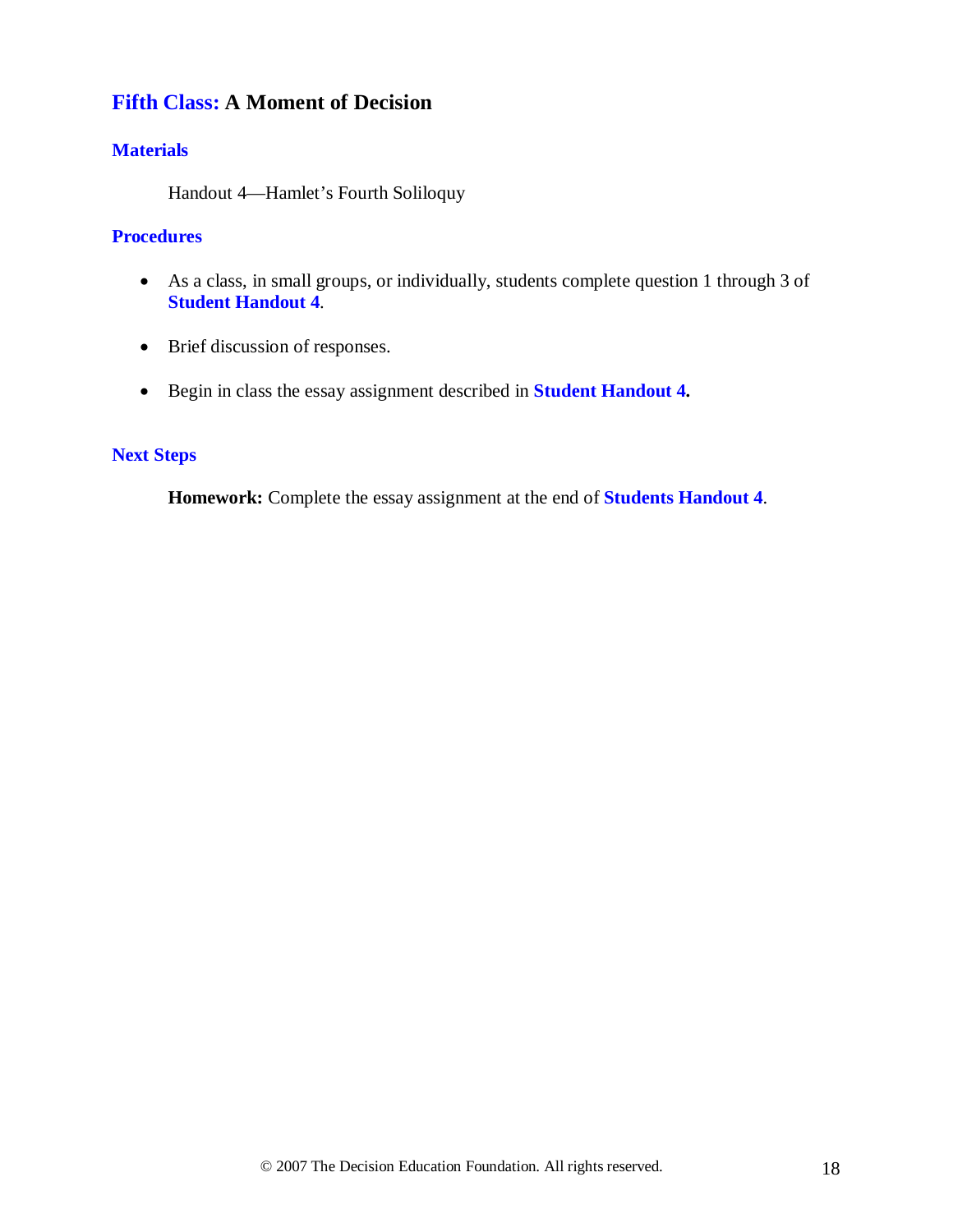## Fifth Class: A Moment of Decision

### Materials

Handout 4—Hamlet's Fourth Soliloquy

### Procedures

- As a class, in small groups, or individually, students complete question 1 through 3 of **Student Handout 4**.
- Brief discussion of responses.
- Begin in class the essay assignment described in **Student Handout 4.**

### Next Steps

**Homework:** Complete the essay assignment at the end of **Students Handout 4**.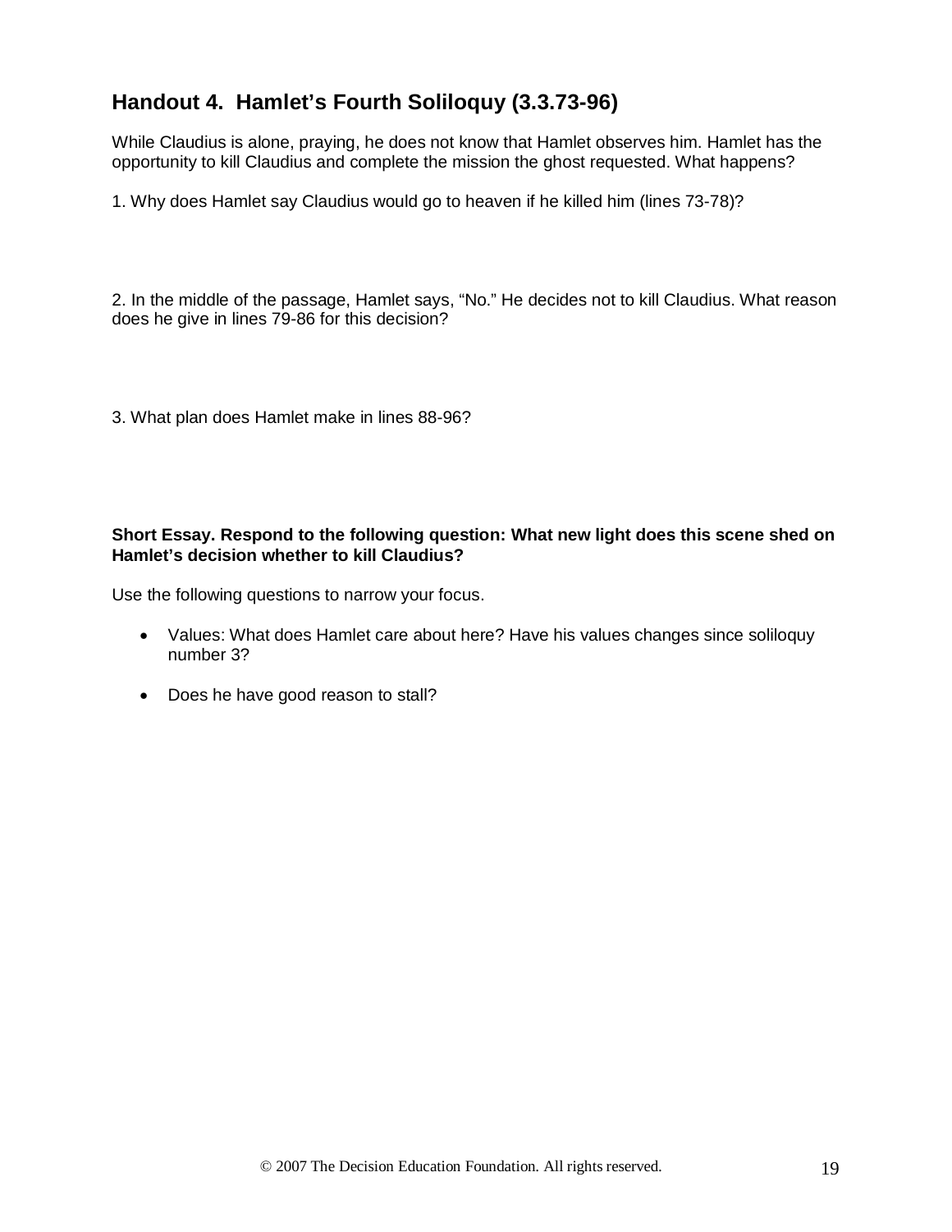## Handout 4. Hamlet's Fourth Soliloquy (3.3.73-96)

While Claudius is alone, praying, he does not know that Hamlet observes him. Hamlet has the opportunity to kill Claudius and complete the mission the ghost requested. What happens?

1. Why does Hamlet say Claudius would go to heaven if he killed him (lines 73-78)?

2. In the middle of the passage, Hamlet says, "No." He decides not to kill Claudius. What reason does he give in lines 79-86 for this decision?

3. What plan does Hamlet make in lines 88-96?

**Short Essay. Respond to the following question: What new light does this scene shed on Hamlet's decision whether to kill Claudius?**

Use the following questions to narrow your focus.

- Values: What does Hamlet care about here? Have his values changes since soliloquy number 3?
- Does he have good reason to stall?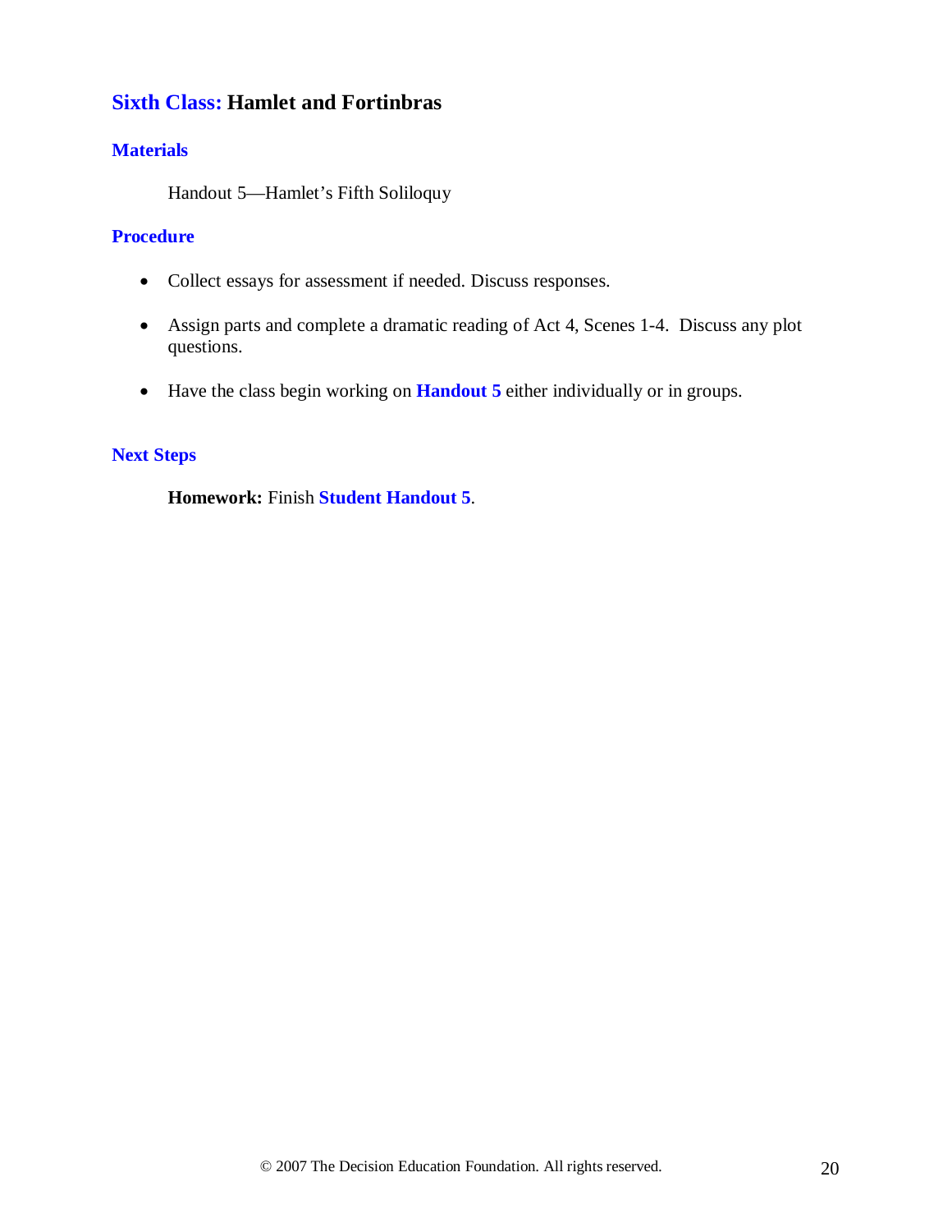## Sixth Class: Hamlet and Fortinbras

### Materials

Handout 5—Hamlet's Fifth Soliloquy

### Procedure

- Collect essays for assessment if needed. Discuss responses.
- Assign parts and complete a dramatic reading of Act 4, Scenes 1-4. Discuss any plot questions.
- Have the class begin working on **Handout 5** either individually or in groups.

### Next Steps

**Homework:** Finish **Student Handout 5**.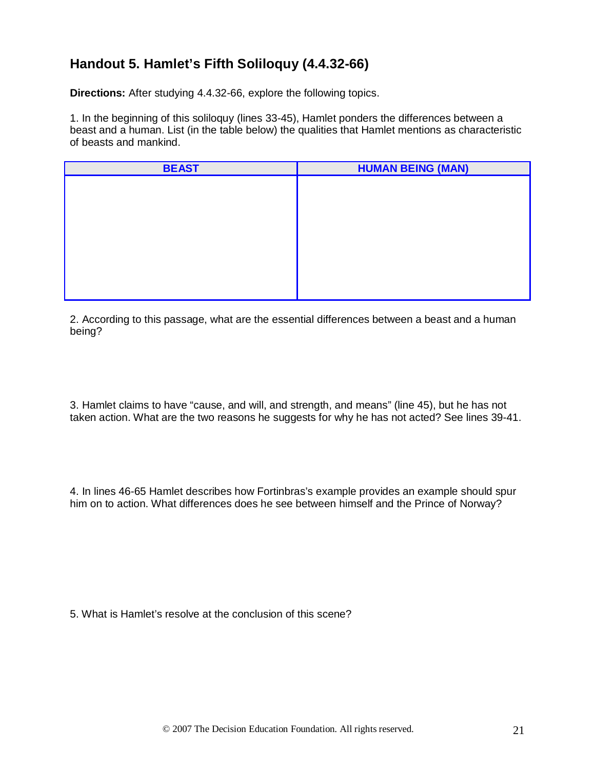## Handout 5. Hamlet's Fifth Soliloquy (4.4.32-66)

**Directions:** After studying 4.4.32-66, explore the following topics.

1. In the beginning of this soliloquy (lines 33-45), Hamlet ponders the differences between a beast and a human. List (in the table below) the qualities that Hamlet mentions as characteristic of beasts and mankind.

| BEAST | HUMAN BEING (MAN) |
| --- | --- |
| | |

2. According to this passage, what are the essential differences between a beast and a human being?

3. Hamlet claims to have "cause, and will, and strength, and means" (line 45), but he has not taken action. What are the two reasons he suggests for why he has not acted? See lines 39-41.

4. In lines 46-65 Hamlet describes how Fortinbras's example provides an example should spur him on to action. What differences does he see between himself and the Prince of Norway?

5. What is Hamlet's resolve at the conclusion of this scene?

© 2007 The Decision Education Foundation. All rights reserved.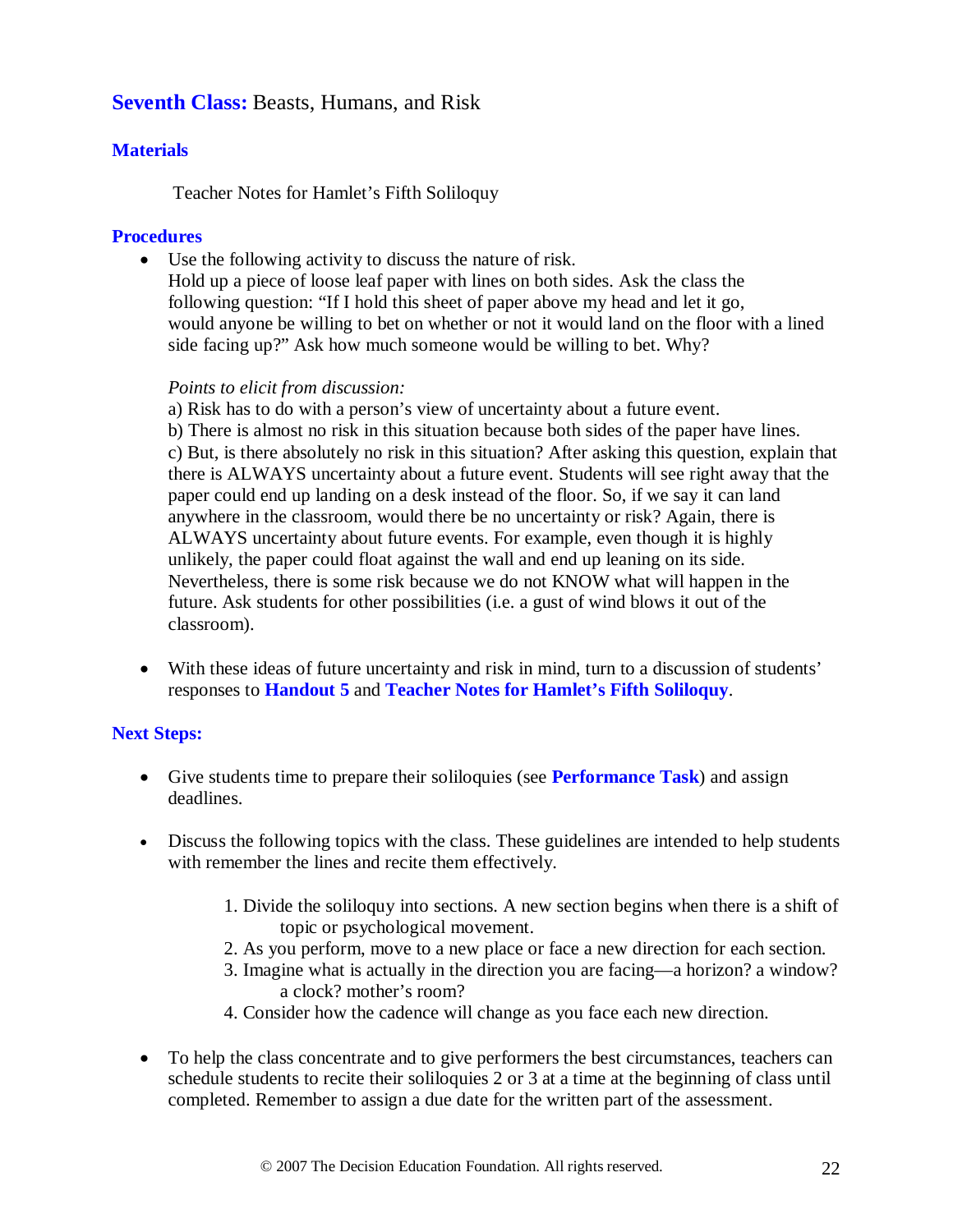## **Seventh Class:** Beasts, Humans, and Risk

### Materials

Teacher Notes for Hamlet's Fifth Soliloquy

### Procedures

- Use the following activity to discuss the nature of risk.
  Hold up a piece of loose leaf paper with lines on both sides. Ask the class the following question: "If I hold this sheet of paper above my head and let it go, would anyone be willing to bet on whether or not it would land on the floor with a lined side facing up?" Ask how much someone would be willing to bet. Why?

  *Points to elicit from discussion:*
  a) Risk has to do with a person's view of uncertainty about a future event.
  b) There is almost no risk in this situation because both sides of the paper have lines.
  c) But, is there absolutely no risk in this situation? After asking this question, explain that there is ALWAYS uncertainty about a future event. Students will see right away that the paper could end up landing on a desk instead of the floor. So, if we say it can land anywhere in the classroom, would there be no uncertainty or risk? Again, there is ALWAYS uncertainty about future events. For example, even though it is highly unlikely, the paper could float against the wall and end up leaning on its side. Nevertheless, there is some risk because we do not KNOW what will happen in the future. Ask students for other possibilities (i.e. a gust of wind blows it out of the classroom).

- With these ideas of future uncertainty and risk in mind, turn to a discussion of students' responses to **Handout 5** and **Teacher Notes for Hamlet's Fifth Soliloquy**.

### Next Steps:

- Give students time to prepare their soliloquies (see **Performance Task**) and assign deadlines.

- Discuss the following topics with the class. These guidelines are intended to help students with remember the lines and recite them effectively.

  1. Divide the soliloquy into sections. A new section begins when there is a shift of topic or psychological movement.
  2. As you perform, move to a new place or face a new direction for each section.
  3. Imagine what is actually in the direction you are facing—a horizon? a window? a clock? mother's room?
  4. Consider how the cadence will change as you face each new direction.

- To help the class concentrate and to give performers the best circumstances, teachers can schedule students to recite their soliloquies 2 or 3 at a time at the beginning of class until completed. Remember to assign a due date for the written part of the assessment.

© 2007 The Decision Education Foundation. All rights reserved.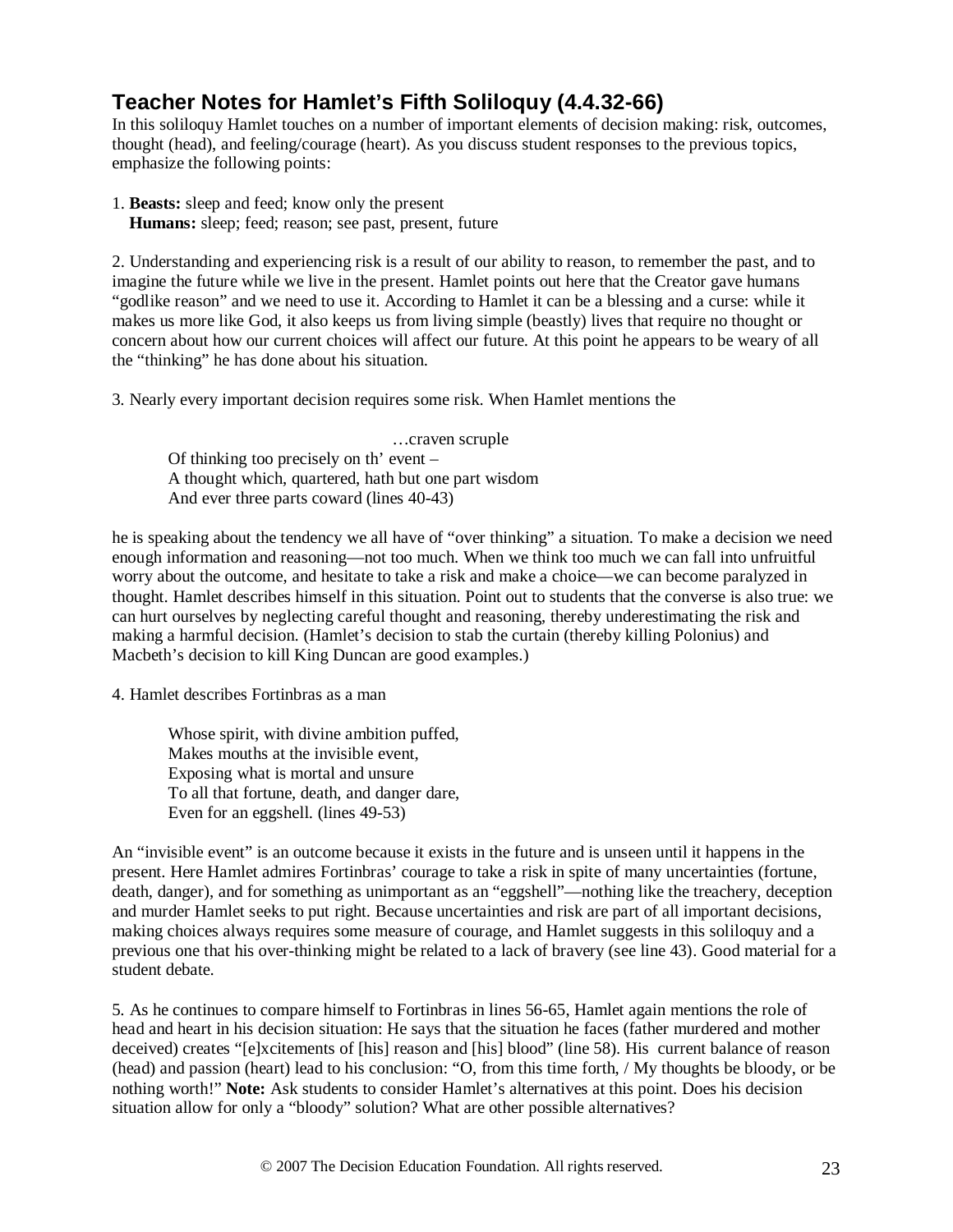## Teacher Notes for Hamlet's Fifth Soliloquy (4.4.32-66)

In this soliloquy Hamlet touches on a number of important elements of decision making: risk, outcomes, thought (head), and feeling/courage (heart). As you discuss student responses to the previous topics, emphasize the following points:

1. **Beasts:** sleep and feed; know only the present
   **Humans:** sleep; feed; reason; see past, present, future

2. Understanding and experiencing risk is a result of our ability to reason, to remember the past, and to imagine the future while we live in the present. Hamlet points out here that the Creator gave humans "godlike reason" and we need to use it. According to Hamlet it can be a blessing and a curse: while it makes us more like God, it also keeps us from living simple (beastly) lives that require no thought or concern about how our current choices will affect our future. At this point he appears to be weary of all the "thinking" he has done about his situation.

3. Nearly every important decision requires some risk. When Hamlet mentions the

> …craven scruple
> Of thinking too precisely on th' event –
> A thought which, quartered, hath but one part wisdom
> And ever three parts coward (lines 40-43)

he is speaking about the tendency we all have of "over thinking" a situation. To make a decision we need enough information and reasoning—not too much. When we think too much we can fall into unfruitful worry about the outcome, and hesitate to take a risk and make a choice—we can become paralyzed in thought. Hamlet describes himself in this situation. Point out to students that the converse is also true: we can hurt ourselves by neglecting careful thought and reasoning, thereby underestimating the risk and making a harmful decision. (Hamlet's decision to stab the curtain (thereby killing Polonius) and Macbeth's decision to kill King Duncan are good examples.)

4. Hamlet describes Fortinbras as a man

> Whose spirit, with divine ambition puffed,
> Makes mouths at the invisible event,
> Exposing what is mortal and unsure
> To all that fortune, death, and danger dare,
> Even for an eggshell. (lines 49-53)

An "invisible event" is an outcome because it exists in the future and is unseen until it happens in the present. Here Hamlet admires Fortinbras' courage to take a risk in spite of many uncertainties (fortune, death, danger), and for something as unimportant as an "eggshell"—nothing like the treachery, deception and murder Hamlet seeks to put right. Because uncertainties and risk are part of all important decisions, making choices always requires some measure of courage, and Hamlet suggests in this soliloquy and a previous one that his over-thinking might be related to a lack of bravery (see line 43). Good material for a student debate.

5. As he continues to compare himself to Fortinbras in lines 56-65, Hamlet again mentions the role of head and heart in his decision situation: He says that the situation he faces (father murdered and mother deceived) creates "[e]xcitements of [his] reason and [his] blood" (line 58). His current balance of reason (head) and passion (heart) lead to his conclusion: "O, from this time forth, / My thoughts be bloody, or be nothing worth!" **Note:** Ask students to consider Hamlet's alternatives at this point. Does his decision situation allow for only a "bloody" solution? What are other possible alternatives?

© 2007 The Decision Education Foundation. All rights reserved.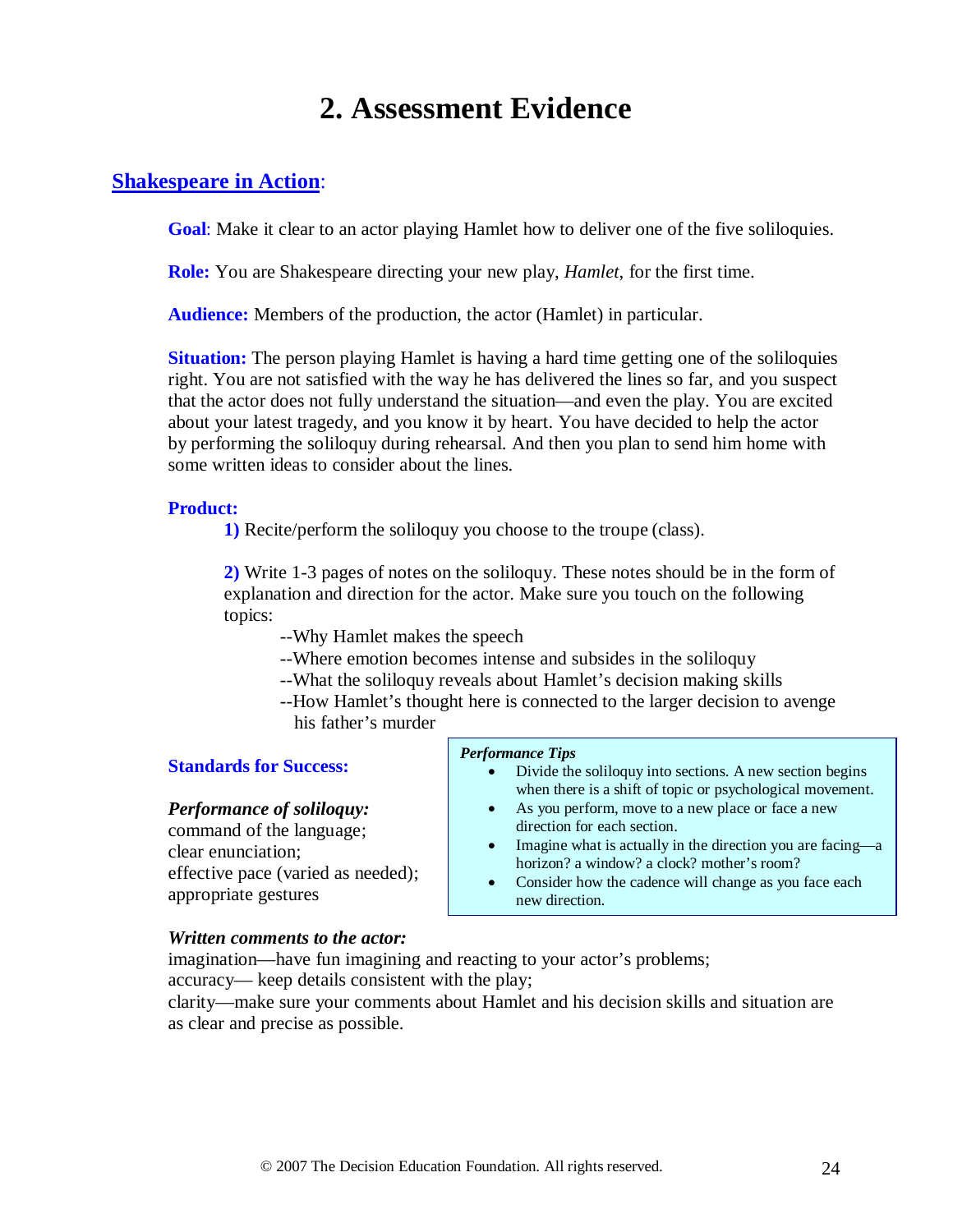# 2. Assessment Evidence

## Shakespeare in Action:

**Goal**: Make it clear to an actor playing Hamlet how to deliver one of the five soliloquies.

**Role:** You are Shakespeare directing your new play, *Hamlet*, for the first time.

**Audience:** Members of the production, the actor (Hamlet) in particular.

**Situation:** The person playing Hamlet is having a hard time getting one of the soliloquies right. You are not satisfied with the way he has delivered the lines so far, and you suspect that the actor does not fully understand the situation—and even the play. You are excited about your latest tragedy, and you know it by heart. You have decided to help the actor by performing the soliloquy during rehearsal. And then you plan to send him home with some written ideas to consider about the lines.

**Product:**

**1)** Recite/perform the soliloquy you choose to the troupe (class).

**2)** Write 1-3 pages of notes on the soliloquy. These notes should be in the form of explanation and direction for the actor. Make sure you touch on the following topics:

--Why Hamlet makes the speech
--Where emotion becomes intense and subsides in the soliloquy
--What the soliloquy reveals about Hamlet's decision making skills
--How Hamlet's thought here is connected to the larger decision to avenge his father's murder

**Standards for Success:**

***Performance of soliloquy:***
command of the language;
clear enunciation;
effective pace (varied as needed);
appropriate gestures

> ***Performance Tips***
> - Divide the soliloquy into sections. A new section begins when there is a shift of topic or psychological movement.
> - As you perform, move to a new place or face a new direction for each section.
> - Imagine what is actually in the direction you are facing—a horizon? a window? a clock? mother's room?
> - Consider how the cadence will change as you face each new direction.

***Written comments to the actor:***
imagination—have fun imagining and reacting to your actor's problems;
accuracy— keep details consistent with the play;
clarity—make sure your comments about Hamlet and his decision skills and situation are as clear and precise as possible.

© 2007 The Decision Education Foundation. All rights reserved.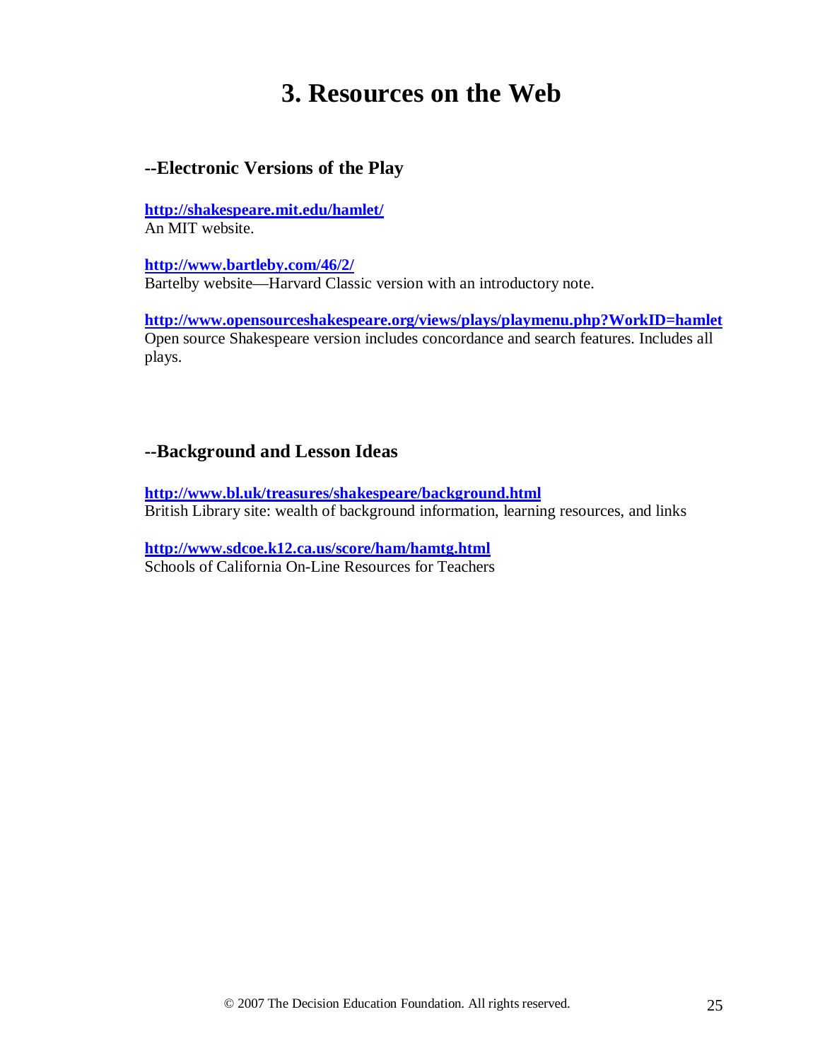# 3. Resources on the Web

## --Electronic Versions of the Play

**http://shakespeare.mit.edu/hamlet/**
An MIT website.

**http://www.bartleby.com/46/2/**
Bartelby website—Harvard Classic version with an introductory note.

**http://www.opensourceshakespeare.org/views/plays/playmenu.php?WorkID=hamlet**
Open source Shakespeare version includes concordance and search features. Includes all plays.

## --Background and Lesson Ideas

**http://www.bl.uk/treasures/shakespeare/background.html**
British Library site: wealth of background information, learning resources, and links

**http://www.sdcoe.k12.ca.us/score/ham/hamtg.html**
Schools of California On-Line Resources for Teachers

© 2007 The Decision Education Foundation. All rights reserved.